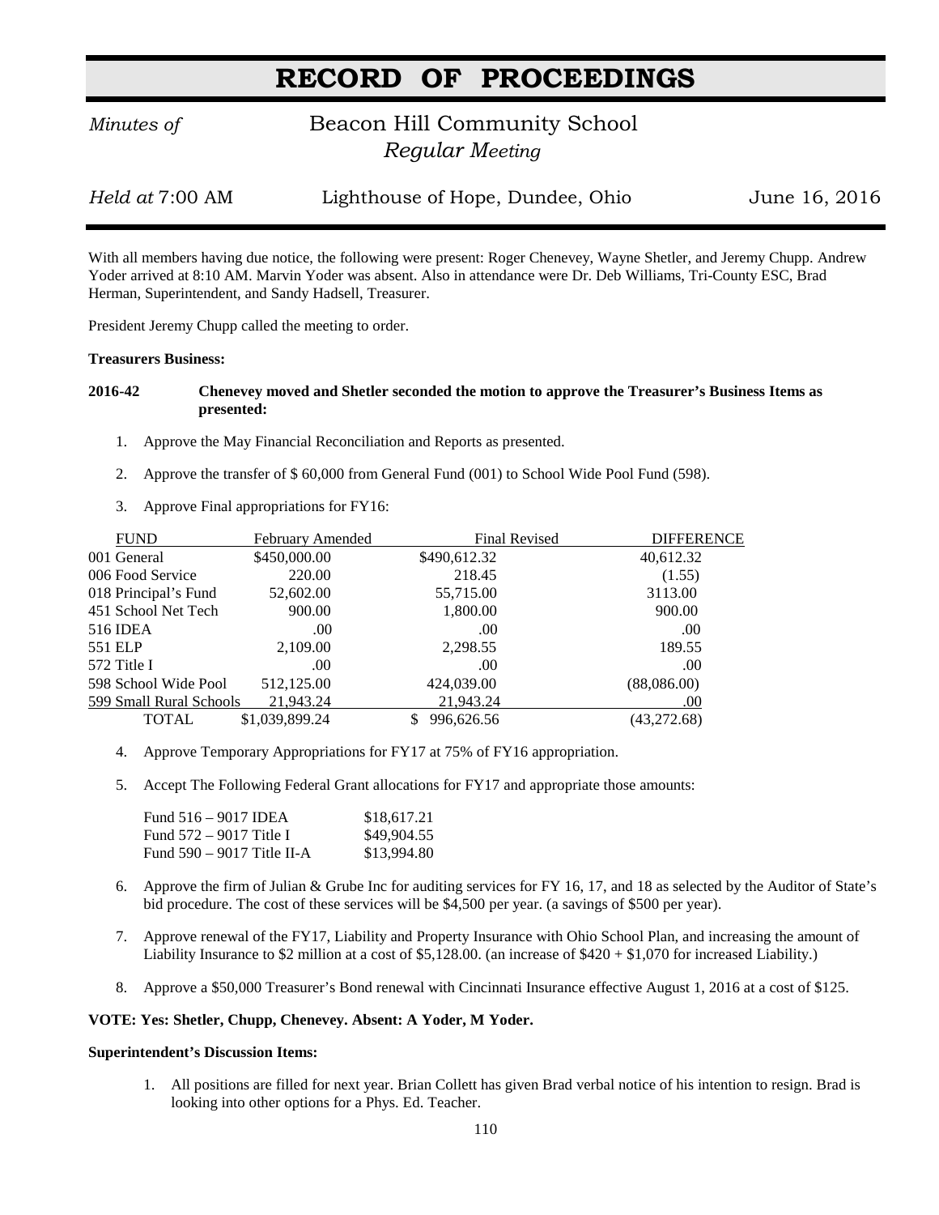# RECORD OF PROCEEDINGS

*Minutes of* Beacon Hill Community School
*Regular Meeting*

*Held at* 7:00 AM — Lighthouse of Hope, Dundee, Ohio — June 16, 2016

With all members having due notice, the following were present: Roger Chenevey, Wayne Shetler, and Jeremy Chupp. Andrew Yoder arrived at 8:10 AM. Marvin Yoder was absent. Also in attendance were Dr. Deb Williams, Tri-County ESC, Brad Herman, Superintendent, and Sandy Hadsell, Treasurer.

President Jeremy Chupp called the meeting to order.

**Treasurers Business:**

**2016-42 Chenevey moved and Shetler seconded the motion to approve the Treasurer's Business Items as presented:**

1. Approve the May Financial Reconciliation and Reports as presented.

2. Approve the transfer of $ 60,000 from General Fund (001) to School Wide Pool Fund (598).

3. Approve Final appropriations for FY16:

| FUND | February Amended | Final Revised | DIFFERENCE |
|---|---|---|---|
| 001 General | $450,000.00 | $490,612.32 | 40,612.32 |
| 006 Food Service | 220.00 | 218.45 | (1.55) |
| 018 Principal's Fund | 52,602.00 | 55,715.00 | 3113.00 |
| 451 School Net Tech | 900.00 | 1,800.00 | 900.00 |
| 516 IDEA | .00 | .00 | .00 |
| 551 ELP | 2,109.00 | 2,298.55 | 189.55 |
| 572 Title I | .00 | .00 | .00 |
| 598 School Wide Pool | 512,125.00 | 424,039.00 | (88,086.00) |
| 599 Small Rural Schools | 21,943.24 | 21,943.24 | .00 |
| TOTAL | $1,039,899.24 | $ 996,626.56 | (43,272.68) |

4. Approve Temporary Appropriations for FY17 at 75% of FY16 appropriation.

5. Accept The Following Federal Grant allocations for FY17 and appropriate those amounts:

| | |
|---|---|
| Fund 516 – 9017 IDEA | $18,617.21 |
| Fund 572 – 9017 Title I | $49,904.55 |
| Fund 590 – 9017 Title II-A | $13,994.80 |

6. Approve the firm of Julian & Grube Inc for auditing services for FY 16, 17, and 18 as selected by the Auditor of State's bid procedure. The cost of these services will be $4,500 per year. (a savings of $500 per year).

7. Approve renewal of the FY17, Liability and Property Insurance with Ohio School Plan, and increasing the amount of Liability Insurance to $2 million at a cost of $5,128.00. (an increase of $420 + $1,070 for increased Liability.)

8. Approve a $50,000 Treasurer's Bond renewal with Cincinnati Insurance effective August 1, 2016 at a cost of $125.

**VOTE: Yes: Shetler, Chupp, Chenevey. Absent: A Yoder, M Yoder.**

**Superintendent's Discussion Items:**

1. All positions are filled for next year. Brian Collett has given Brad verbal notice of his intention to resign. Brad is looking into other options for a Phys. Ed. Teacher.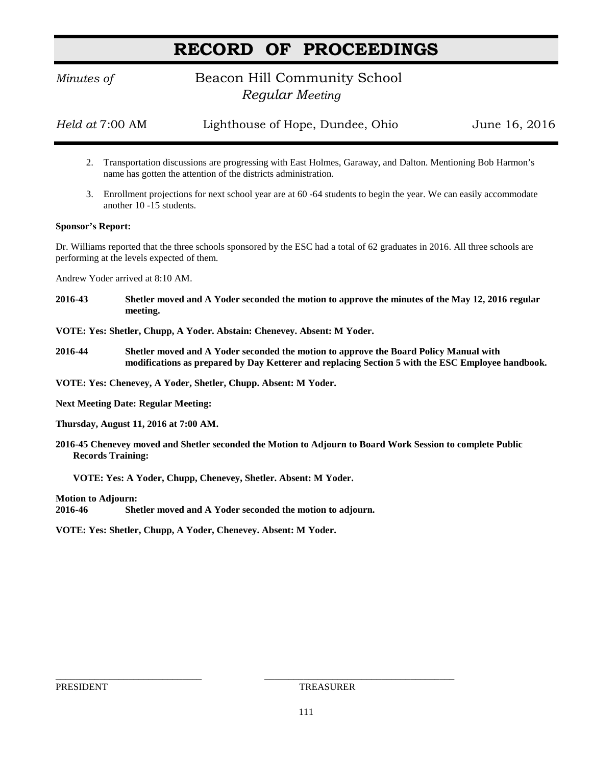2. Transportation discussions are progressing with East Holmes, Garaway, and Dalton. Mentioning Bob Harmon's name has gotten the attention of the districts administration.

3. Enrollment projections for next school year are at 60 -64 students to begin the year. We can easily accommodate another 10 -15 students.

**Sponsor's Report:**

Dr. Williams reported that the three schools sponsored by the ESC had a total of 62 graduates in 2016. All three schools are performing at the levels expected of them.

Andrew Yoder arrived at 8:10 AM.

**2016-43** **Shetler moved and A Yoder seconded the motion to approve the minutes of the May 12, 2016 regular meeting.**

**VOTE: Yes: Shetler, Chupp, A Yoder. Abstain: Chenevey. Absent: M Yoder.**

**2016-44** **Shetler moved and A Yoder seconded the motion to approve the Board Policy Manual with modifications as prepared by Day Ketterer and replacing Section 5 with the ESC Employee handbook.**

**VOTE: Yes: Chenevey, A Yoder, Shetler, Chupp. Absent: M Yoder.**

**Next Meeting Date: Regular Meeting:**

**Thursday, August 11, 2016 at 7:00 AM.**

**2016-45 Chenevey moved and Shetler seconded the Motion to Adjourn to Board Work Session to complete Public Records Training:**

**VOTE: Yes: A Yoder, Chupp, Chenevey, Shetler. Absent: M Yoder.**

**Motion to Adjourn:**
**2016-46** **Shetler moved and A Yoder seconded the motion to adjourn.**

**VOTE: Yes: Shetler, Chupp, A Yoder, Chenevey. Absent: M Yoder.**

_____________________________ _____________________________________
PRESIDENT TREASURER